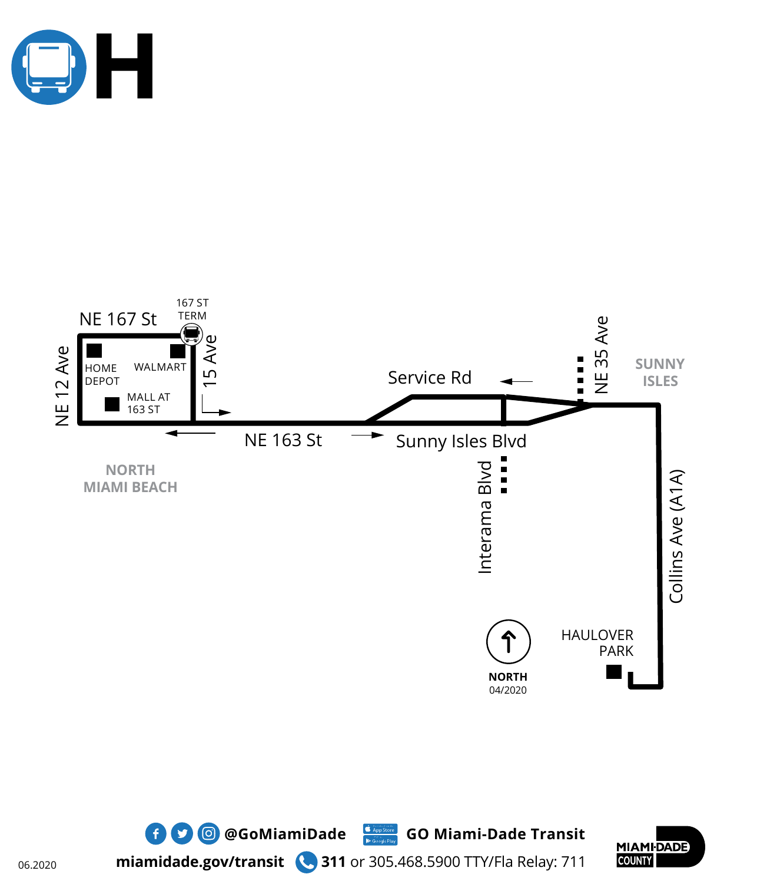# H

167 ST
TERM

NE 167 St

NE 12 Ave

15 Ave

HOME
DEPOT

WALMART

MALL AT
163 ST

Service Rd

NE 35 Ave

SUNNY
ISLES

NE 163 St

Sunny Isles Blvd

NORTH
MIAMI BEACH

Interama Blvd

Collins Ave (A1A)

HAULOVER
PARK

NORTH
04/2020

@GoMiamiDade

GO Miami-Dade Transit

miamidade.gov/transit

**311** or 305.468.5900 TTY/Fla Relay: 711

MIAMI-DADE
COUNTY

06.2020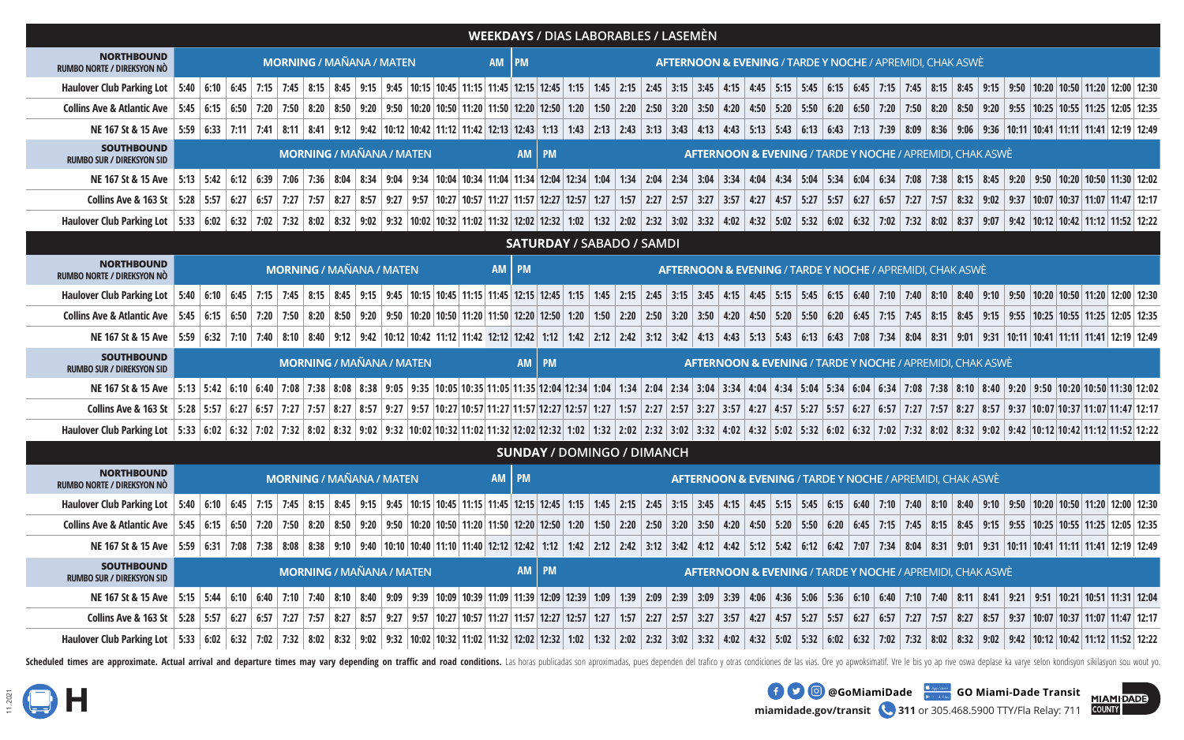## WEEKDAYS / DIAS LABORABLES / LASEMÈN

| NORTHBOUND RUMBO NORTE / DIREKSYON NÒ | MORNING / MAÑANA / MATEN | | | | | | | | | | | | AM | PM | AFTERNOON & EVENING / TARDE Y NOCHE / APREMIDI, CHAK ASWÈ | | | | | | | | | | | | | | | | | | | | | | | | | |
|---|---|---|---|---|---|---|---|---|---|---|---|---|---|---|---|---|---|---|---|---|---|---|---|---|---|---|---|---|---|---|---|---|---|---|---|---|---|---|
| Haulover Club Parking Lot | 5:40 | 6:10 | 6:45 | 7:15 | 7:45 | 8:15 | 8:45 | 9:15 | 9:45 | 10:15 | 10:45 | 11:15 | 11:45 | 12:15 | 12:45 | 1:15 | 1:45 | 2:15 | 2:45 | 3:15 | 3:45 | 4:15 | 4:45 | 5:15 | 5:45 | 6:15 | 6:45 | 7:15 | 7:45 | 8:15 | 8:45 | 9:15 | 9:50 | 10:20 | 10:50 | 11:20 | 12:00 | 12:30 |
| Collins Ave & Atlantic Ave | 5:45 | 6:15 | 6:50 | 7:20 | 7:50 | 8:20 | 8:50 | 9:20 | 9:50 | 10:20 | 10:50 | 11:20 | 11:50 | 12:20 | 12:50 | 1:20 | 1:50 | 2:20 | 2:50 | 3:20 | 3:50 | 4:20 | 4:50 | 5:20 | 5:50 | 6:20 | 6:50 | 7:20 | 7:50 | 8:20 | 8:50 | 9:20 | 9:55 | 10:25 | 10:55 | 11:25 | 12:05 | 12:35 |
| NE 167 St & 15 Ave | 5:59 | 6:33 | 7:11 | 7:41 | 8:11 | 8:41 | 9:12 | 9:42 | 10:12 | 10:42 | 11:12 | 11:42 | 12:13 | 12:43 | 1:13 | 1:43 | 2:13 | 2:43 | 3:13 | 3:43 | 4:13 | 4:43 | 5:13 | 5:43 | 6:13 | 6:43 | 7:13 | 7:39 | 8:09 | 8:36 | 9:06 | 9:36 | 10:11 | 10:41 | 11:11 | 11:41 | 12:19 | 12:49 |

| SOUTHBOUND RUMBO SUR / DIREKSYON SID | MORNING / MAÑANA / MATEN | | | | | | | | | | | | | AM | PM | AFTERNOON & EVENING / TARDE Y NOCHE / APREMIDI, CHAK ASWÈ | | | | | | | | | | | | | | | | | | | | | | | |
|---|---|---|---|---|---|---|---|---|---|---|---|---|---|---|---|---|---|---|---|---|---|---|---|---|---|---|---|---|---|---|---|---|---|---|---|---|---|---|
| NE 167 St & 15 Ave | 5:13 | 5:42 | 6:12 | 6:39 | 7:06 | 7:36 | 8:04 | 8:34 | 9:04 | 9:34 | 10:04 | 10:34 | 11:04 | 11:34 | 12:04 | 12:34 | 1:04 | 1:34 | 2:04 | 2:34 | 3:04 | 3:34 | 4:04 | 4:34 | 5:04 | 5:34 | 6:04 | 6:34 | 7:08 | 7:38 | 8:15 | 8:45 | 9:20 | 9:50 | 10:20 | 10:50 | 11:30 | 12:02 |
| Collins Ave & 163 St | 5:28 | 5:57 | 6:27 | 6:57 | 7:27 | 7:57 | 8:27 | 8:57 | 9:27 | 9:57 | 10:27 | 10:57 | 11:27 | 11:57 | 12:27 | 12:57 | 1:27 | 1:57 | 2:27 | 2:57 | 3:27 | 3:57 | 4:27 | 4:57 | 5:27 | 5:57 | 6:27 | 6:57 | 7:27 | 7:57 | 8:32 | 9:02 | 9:37 | 10:07 | 10:37 | 11:07 | 11:47 | 12:17 |
| Haulover Club Parking Lot | 5:33 | 6:02 | 6:32 | 7:02 | 7:32 | 8:02 | 8:32 | 9:02 | 9:32 | 10:02 | 10:32 | 11:02 | 11:32 | 12:02 | 12:32 | 1:02 | 1:32 | 2:02 | 2:32 | 3:02 | 3:32 | 4:02 | 4:32 | 5:02 | 5:32 | 6:02 | 6:32 | 7:02 | 7:32 | 8:02 | 8:37 | 9:07 | 9:42 | 10:12 | 10:42 | 11:12 | 11:52 | 12:22 |

## SATURDAY / SABADO / SAMDI

| NORTHBOUND RUMBO NORTE / DIREKSYON NÒ | MORNING / MAÑANA / MATEN | | | | | | | | | | | | AM | PM | AFTERNOON & EVENING / TARDE Y NOCHE / APREMIDI, CHAK ASWÈ | | | | | | | | | | | | | | | | | | | | | | | | | |
|---|---|---|---|---|---|---|---|---|---|---|---|---|---|---|---|---|---|---|---|---|---|---|---|---|---|---|---|---|---|---|---|---|---|---|---|---|---|---|
| Haulover Club Parking Lot | 5:40 | 6:10 | 6:45 | 7:15 | 7:45 | 8:15 | 8:45 | 9:15 | 9:45 | 10:15 | 10:45 | 11:15 | 11:45 | 12:15 | 12:45 | 1:15 | 1:45 | 2:15 | 2:45 | 3:15 | 3:45 | 4:15 | 4:45 | 5:15 | 5:45 | 6:15 | 6:40 | 7:10 | 7:40 | 8:10 | 8:40 | 9:10 | 9:50 | 10:20 | 10:50 | 11:20 | 12:00 | 12:30 |
| Collins Ave & Atlantic Ave | 5:45 | 6:15 | 6:50 | 7:20 | 7:50 | 8:20 | 8:50 | 9:20 | 9:50 | 10:20 | 10:50 | 11:20 | 11:50 | 12:20 | 12:50 | 1:20 | 1:50 | 2:20 | 2:50 | 3:20 | 3:50 | 4:20 | 4:50 | 5:20 | 5:50 | 6:20 | 6:45 | 7:15 | 7:45 | 8:15 | 8:45 | 9:15 | 9:55 | 10:25 | 10:55 | 11:25 | 12:05 | 12:35 |
| NE 167 St & 15 Ave | 5:59 | 6:32 | 7:10 | 7:40 | 8:10 | 8:40 | 9:12 | 9:42 | 10:12 | 10:42 | 11:12 | 11:42 | 12:12 | 12:42 | 1:12 | 1:42 | 2:12 | 2:42 | 3:12 | 3:42 | 4:13 | 4:43 | 5:13 | 5:43 | 6:13 | 6:43 | 7:08 | 7:34 | 8:04 | 8:31 | 9:01 | 9:31 | 10:11 | 10:41 | 11:11 | 11:41 | 12:19 | 12:49 |

| SOUTHBOUND RUMBO SUR / DIREKSYON SID | MORNING / MAÑANA / MATEN | | | | | | | | | | | | | AM | PM | AFTERNOON & EVENING / TARDE Y NOCHE / APREMIDI, CHAK ASWÈ | | | | | | | | | | | | | | | | | | | | | | | |
|---|---|---|---|---|---|---|---|---|---|---|---|---|---|---|---|---|---|---|---|---|---|---|---|---|---|---|---|---|---|---|---|---|---|---|---|---|---|---|
| NE 167 St & 15 Ave | 5:13 | 5:42 | 6:10 | 6:40 | 7:08 | 7:38 | 8:08 | 8:38 | 9:05 | 9:35 | 10:05 | 10:35 | 11:05 | 11:35 | 12:04 | 12:34 | 1:04 | 1:34 | 2:04 | 2:34 | 3:04 | 3:34 | 4:04 | 4:34 | 5:04 | 5:34 | 6:04 | 6:34 | 7:08 | 7:38 | 8:10 | 8:40 | 9:20 | 9:50 | 10:20 | 10:50 | 11:30 | 12:02 |
| Collins Ave & 163 St | 5:28 | 5:57 | 6:27 | 6:57 | 7:27 | 7:57 | 8:27 | 8:57 | 9:27 | 9:57 | 10:27 | 10:57 | 11:27 | 11:57 | 12:27 | 12:57 | 1:27 | 1:57 | 2:27 | 2:57 | 3:27 | 3:57 | 4:27 | 4:57 | 5:27 | 5:57 | 6:27 | 6:57 | 7:27 | 7:57 | 8:27 | 8:57 | 9:37 | 10:07 | 10:37 | 11:07 | 11:47 | 12:17 |
| Haulover Club Parking Lot | 5:33 | 6:02 | 6:32 | 7:02 | 7:32 | 8:02 | 8:32 | 9:02 | 9:32 | 10:02 | 10:32 | 11:02 | 11:32 | 12:02 | 12:32 | 1:02 | 1:32 | 2:02 | 2:32 | 3:02 | 3:32 | 4:02 | 4:32 | 5:02 | 5:32 | 6:02 | 6:32 | 7:02 | 7:32 | 8:02 | 8:32 | 9:02 | 9:42 | 10:12 | 10:42 | 11:12 | 11:52 | 12:22 |

## SUNDAY / DOMINGO / DIMANCH

| NORTHBOUND RUMBO NORTE / DIREKSYON NÒ | MORNING / MAÑANA / MATEN | | | | | | | | | | | | AM | PM | AFTERNOON & EVENING / TARDE Y NOCHE / APREMIDI, CHAK ASWÈ | | | | | | | | | | | | | | | | | | | | | | | | | |
|---|---|---|---|---|---|---|---|---|---|---|---|---|---|---|---|---|---|---|---|---|---|---|---|---|---|---|---|---|---|---|---|---|---|---|---|---|---|---|
| Haulover Club Parking Lot | 5:40 | 6:10 | 6:45 | 7:15 | 7:45 | 8:15 | 8:45 | 9:15 | 9:45 | 10:15 | 10:45 | 11:15 | 11:45 | 12:15 | 12:45 | 1:15 | 1:45 | 2:15 | 2:45 | 3:15 | 3:45 | 4:15 | 4:45 | 5:15 | 5:45 | 6:15 | 6:40 | 7:10 | 7:40 | 8:10 | 8:40 | 9:10 | 9:50 | 10:20 | 10:50 | 11:20 | 12:00 | 12:30 |
| Collins Ave & Atlantic Ave | 5:45 | 6:15 | 6:50 | 7:20 | 7:50 | 8:20 | 8:50 | 9:20 | 9:50 | 10:20 | 10:50 | 11:20 | 11:50 | 12:20 | 12:50 | 1:20 | 1:50 | 2:20 | 2:50 | 3:20 | 3:50 | 4:20 | 4:50 | 5:20 | 5:50 | 6:20 | 6:45 | 7:15 | 7:45 | 8:15 | 8:45 | 9:15 | 9:55 | 10:25 | 10:55 | 11:25 | 12:05 | 12:35 |
| NE 167 St & 15 Ave | 5:59 | 6:31 | 7:08 | 7:38 | 8:08 | 8:38 | 9:10 | 9:40 | 10:10 | 10:40 | 11:10 | 11:40 | 12:12 | 12:42 | 1:12 | 1:42 | 2:12 | 2:42 | 3:12 | 3:42 | 4:12 | 4:42 | 5:12 | 5:42 | 6:12 | 6:42 | 7:07 | 7:34 | 8:04 | 8:31 | 9:01 | 9:31 | 10:11 | 10:41 | 11:11 | 11:41 | 12:19 | 12:49 |

| SOUTHBOUND RUMBO SUR / DIREKSYON SID | MORNING / MAÑANA / MATEN | | | | | | | | | | | | | AM | PM | AFTERNOON & EVENING / TARDE Y NOCHE / APREMIDI, CHAK ASWÈ | | | | | | | | | | | | | | | | | | | | | | | |
|---|---|---|---|---|---|---|---|---|---|---|---|---|---|---|---|---|---|---|---|---|---|---|---|---|---|---|---|---|---|---|---|---|---|---|---|---|---|---|
| NE 167 St & 15 Ave | 5:15 | 5:44 | 6:10 | 6:40 | 7:10 | 7:40 | 8:10 | 8:40 | 9:09 | 9:39 | 10:09 | 10:39 | 11:09 | 11:39 | 12:09 | 12:39 | 1:09 | 1:39 | 2:09 | 2:39 | 3:09 | 3:39 | 4:06 | 4:36 | 5:06 | 5:36 | 6:10 | 6:40 | 7:10 | 7:40 | 8:11 | 8:41 | 9:21 | 9:51 | 10:21 | 10:51 | 11:31 | 12:04 |
| Collins Ave & 163 St | 5:28 | 5:57 | 6:27 | 6:57 | 7:27 | 7:57 | 8:27 | 8:57 | 9:27 | 9:57 | 10:27 | 10:57 | 11:27 | 11:57 | 12:27 | 12:57 | 1:27 | 1:57 | 2:27 | 2:57 | 3:27 | 3:57 | 4:27 | 4:57 | 5:27 | 5:57 | 6:27 | 6:57 | 7:27 | 7:57 | 8:27 | 8:57 | 9:37 | 10:07 | 10:37 | 11:07 | 11:47 | 12:17 |
| Haulover Club Parking Lot | 5:33 | 6:02 | 6:32 | 7:02 | 7:32 | 8:02 | 8:32 | 9:02 | 9:32 | 10:02 | 10:32 | 11:02 | 11:32 | 12:02 | 12:32 | 1:02 | 1:32 | 2:02 | 2:32 | 3:02 | 3:32 | 4:02 | 4:32 | 5:02 | 5:32 | 6:02 | 6:32 | 7:02 | 7:32 | 8:02 | 8:32 | 9:02 | 9:42 | 10:12 | 10:42 | 11:12 | 11:52 | 12:22 |

**Scheduled times are approximate. Actual arrival and departure times may vary depending on traffic and road conditions.** Las horas publicadas son aproximadas, pues dependen del trafico y otras condiciones de las vias. Ore yo apwoksimatif. Vre le bis yo ap rive oswa deplase ka varye selon kondisyon sikilasyon sou wout yo.

11.2021

**H**

@GoMiamiDade **GO Miami-Dade Transit**

**miamidade.gov/transit** **311** or 305.468.5900 TTY/Fla Relay: 711

MIAMI-DADE COUNTY